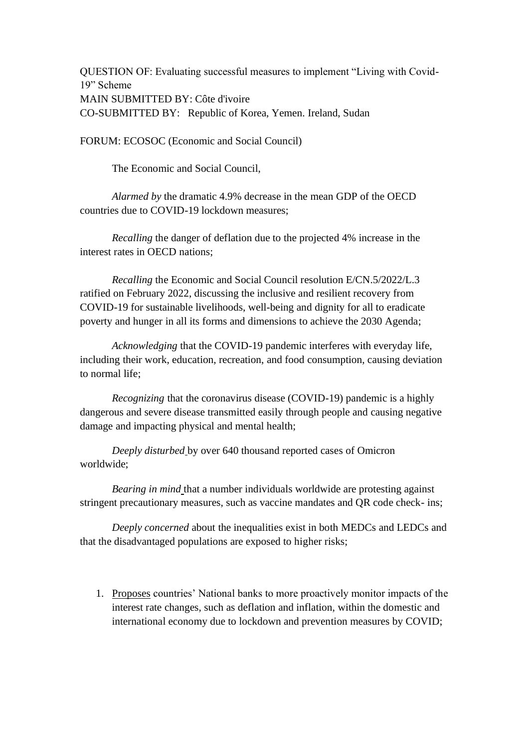QUESTION OF: Evaluating successful measures to implement "Living with Covid-19" Scheme
MAIN SUBMITTED BY: Côte d'ivoire
CO-SUBMITTED BY: Republic of Korea, Yemen. Ireland, Sudan

FORUM: ECOSOC (Economic and Social Council)

The Economic and Social Council,

*Alarmed by* the dramatic 4.9% decrease in the mean GDP of the OECD countries due to COVID-19 lockdown measures;

*Recalling* the danger of deflation due to the projected 4% increase in the interest rates in OECD nations;

*Recalling* the Economic and Social Council resolution E/CN.5/2022/L.3 ratified on February 2022, discussing the inclusive and resilient recovery from COVID-19 for sustainable livelihoods, well-being and dignity for all to eradicate poverty and hunger in all its forms and dimensions to achieve the 2030 Agenda;

*Acknowledging* that the COVID-19 pandemic interferes with everyday life, including their work, education, recreation, and food consumption, causing deviation to normal life;

*Recognizing* that the coronavirus disease (COVID-19) pandemic is a highly dangerous and severe disease transmitted easily through people and causing negative damage and impacting physical and mental health;

*Deeply disturbed* by over 640 thousand reported cases of Omicron worldwide;

*Bearing in mind* that a number individuals worldwide are protesting against stringent precautionary measures, such as vaccine mandates and QR code check- ins;

*Deeply concerned* about the inequalities exist in both MEDCs and LEDCs and that the disadvantaged populations are exposed to higher risks;

1. <u>Proposes</u> countries' National banks to more proactively monitor impacts of the interest rate changes, such as deflation and inflation, within the domestic and international economy due to lockdown and prevention measures by COVID;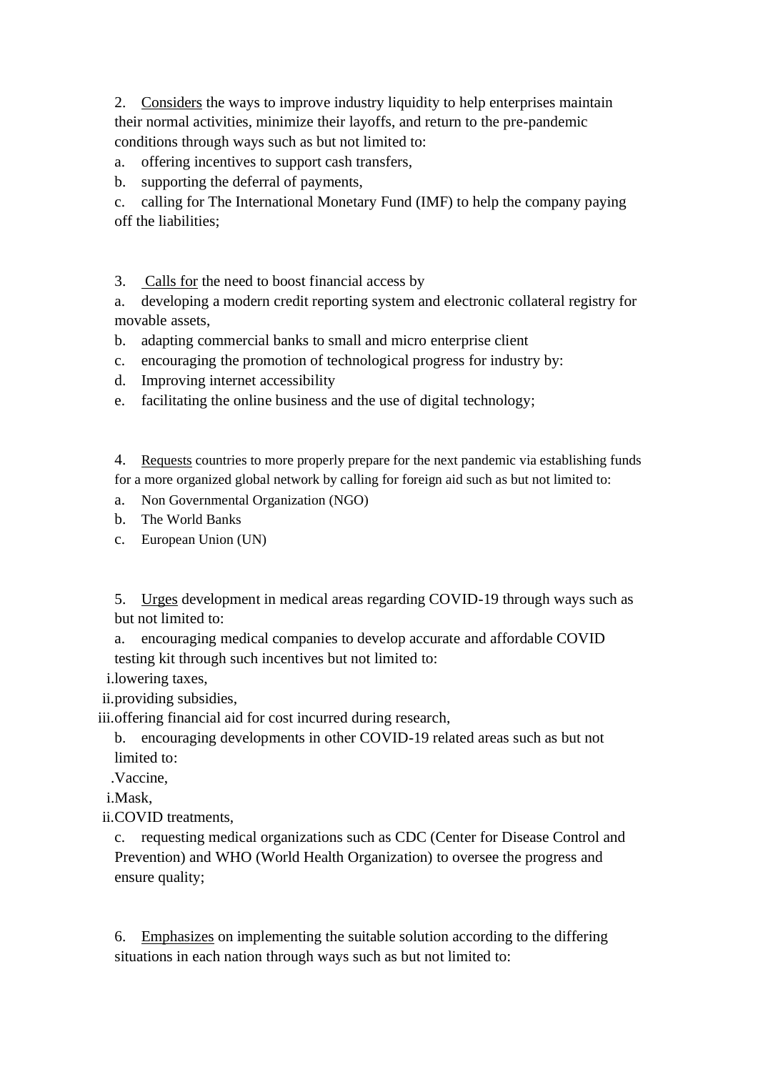2. <u>Considers</u> the ways to improve industry liquidity to help enterprises maintain their normal activities, minimize their layoffs, and return to the pre-pandemic conditions through ways such as but not limited to:

a. offering incentives to support cash transfers,

b. supporting the deferral of payments,

c. calling for The International Monetary Fund (IMF) to help the company paying off the liabilities;

3. <u>Calls for</u> the need to boost financial access by

a. developing a modern credit reporting system and electronic collateral registry for movable assets,

b. adapting commercial banks to small and micro enterprise client

c. encouraging the promotion of technological progress for industry by:

d. Improving internet accessibility

e. facilitating the online business and the use of digital technology;

4. <u>Requests</u> countries to more properly prepare for the next pandemic via establishing funds for a more organized global network by calling for foreign aid such as but not limited to:

a. Non Governmental Organization (NGO)

b. The World Banks

c. European Union (UN)

5. <u>Urges</u> development in medical areas regarding COVID-19 through ways such as but not limited to:

a. encouraging medical companies to develop accurate and affordable COVID testing kit through such incentives but not limited to:

i. lowering taxes,

ii. providing subsidies,

iii. offering financial aid for cost incurred during research,

b. encouraging developments in other COVID-19 related areas such as but not limited to:

. Vaccine,

i. Mask,

ii. COVID treatments,

c. requesting medical organizations such as CDC (Center for Disease Control and Prevention) and WHO (World Health Organization) to oversee the progress and ensure quality;

6. <u>Emphasizes</u> on implementing the suitable solution according to the differing situations in each nation through ways such as but not limited to: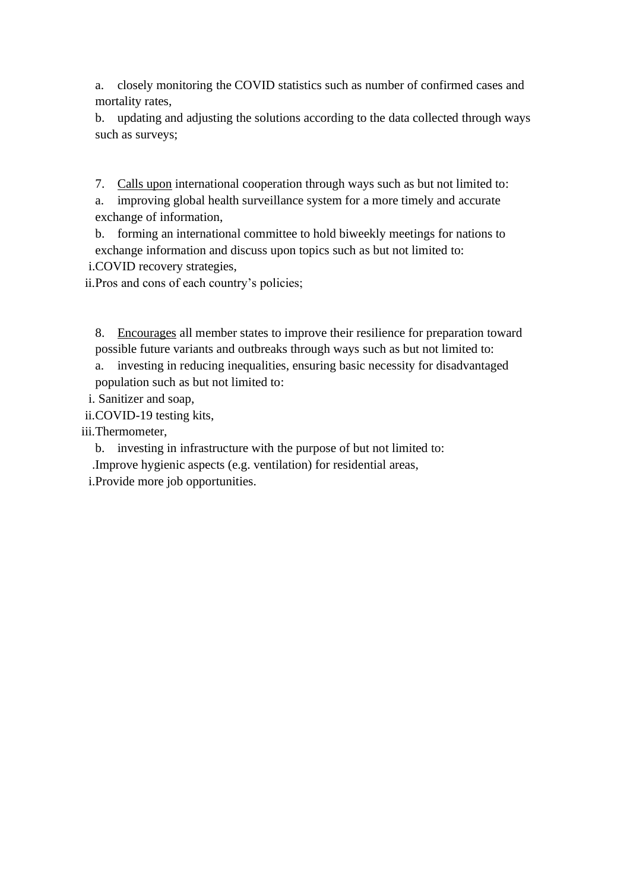a. closely monitoring the COVID statistics such as number of confirmed cases and mortality rates,

b. updating and adjusting the solutions according to the data collected through ways such as surveys;

7. Calls upon international cooperation through ways such as but not limited to:

a. improving global health surveillance system for a more timely and accurate exchange of information,

b. forming an international committee to hold biweekly meetings for nations to exchange information and discuss upon topics such as but not limited to:

i. COVID recovery strategies,

ii. Pros and cons of each country's policies;

8. Encourages all member states to improve their resilience for preparation toward possible future variants and outbreaks through ways such as but not limited to:

a. investing in reducing inequalities, ensuring basic necessity for disadvantaged population such as but not limited to:

i. Sanitizer and soap,

ii. COVID-19 testing kits,

iii. Thermometer,

b. investing in infrastructure with the purpose of but not limited to:

. Improve hygienic aspects (e.g. ventilation) for residential areas,

i. Provide more job opportunities.